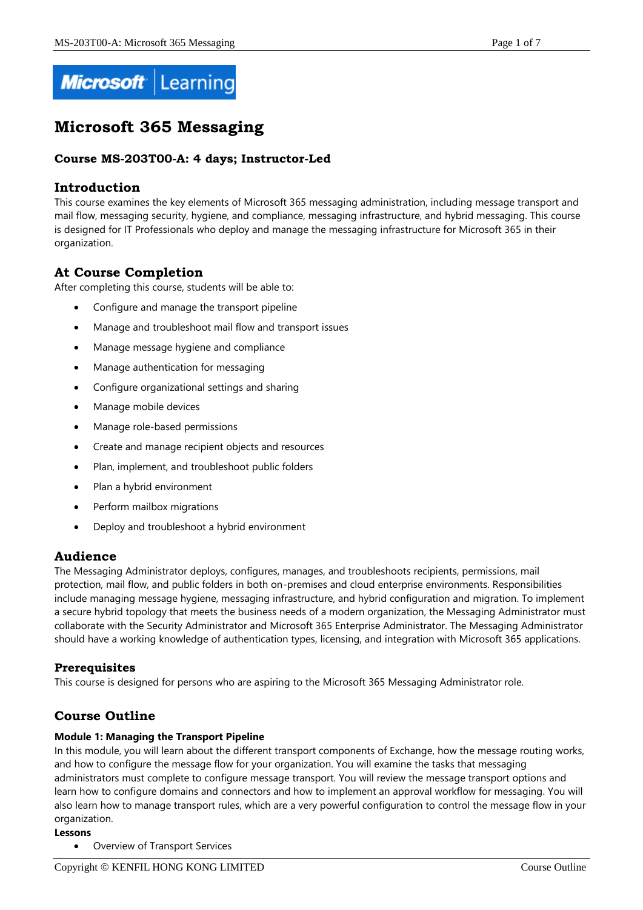# Microsoft 365 Messaging

### Course MS-203T00-A: 4 days; Instructor-Led

## Introduction

This course examines the key elements of Microsoft 365 messaging administration, including message transport and mail flow, messaging security, hygiene, and compliance, messaging infrastructure, and hybrid messaging. This course is designed for IT Professionals who deploy and manage the messaging infrastructure for Microsoft 365 in their organization.

## At Course Completion

After completing this course, students will be able to:

- Configure and manage the transport pipeline
- Manage and troubleshoot mail flow and transport issues
- Manage message hygiene and compliance
- Manage authentication for messaging
- Configure organizational settings and sharing
- Manage mobile devices
- Manage role-based permissions
- Create and manage recipient objects and resources
- Plan, implement, and troubleshoot public folders
- Plan a hybrid environment
- Perform mailbox migrations
- Deploy and troubleshoot a hybrid environment

## Audience

The Messaging Administrator deploys, configures, manages, and troubleshoots recipients, permissions, mail protection, mail flow, and public folders in both on-premises and cloud enterprise environments. Responsibilities include managing message hygiene, messaging infrastructure, and hybrid configuration and migration. To implement a secure hybrid topology that meets the business needs of a modern organization, the Messaging Administrator must collaborate with the Security Administrator and Microsoft 365 Enterprise Administrator. The Messaging Administrator should have a working knowledge of authentication types, licensing, and integration with Microsoft 365 applications.

## Prerequisites

This course is designed for persons who are aspiring to the Microsoft 365 Messaging Administrator role.

## Course Outline

**Module 1: Managing the Transport Pipeline**

In this module, you will learn about the different transport components of Exchange, how the message routing works, and how to configure the message flow for your organization. You will examine the tasks that messaging administrators must complete to configure message transport. You will review the message transport options and learn how to configure domains and connectors and how to implement an approval workflow for messaging. You will also learn how to manage transport rules, which are a very powerful configuration to control the message flow in your organization.

**Lessons**

- Overview of Transport Services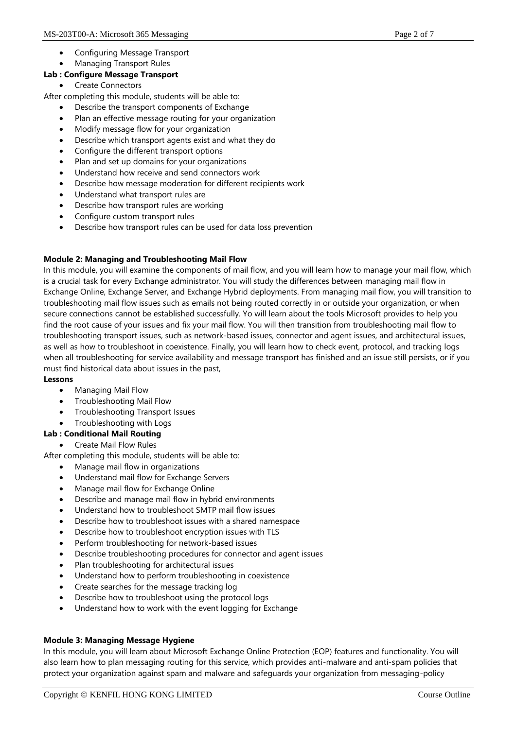- Configuring Message Transport
- Managing Transport Rules

**Lab : Configure Message Transport**

- Create Connectors

After completing this module, students will be able to:

- Describe the transport components of Exchange
- Plan an effective message routing for your organization
- Modify message flow for your organization
- Describe which transport agents exist and what they do
- Configure the different transport options
- Plan and set up domains for your organizations
- Understand how receive and send connectors work
- Describe how message moderation for different recipients work
- Understand what transport rules are
- Describe how transport rules are working
- Configure custom transport rules
- Describe how transport rules can be used for data loss prevention

**Module 2: Managing and Troubleshooting Mail Flow**

In this module, you will examine the components of mail flow, and you will learn how to manage your mail flow, which is a crucial task for every Exchange administrator. You will study the differences between managing mail flow in Exchange Online, Exchange Server, and Exchange Hybrid deployments. From managing mail flow, you will transition to troubleshooting mail flow issues such as emails not being routed correctly in or outside your organization, or when secure connections cannot be established successfully. Yo will learn about the tools Microsoft provides to help you find the root cause of your issues and fix your mail flow. You will then transition from troubleshooting mail flow to troubleshooting transport issues, such as network-based issues, connector and agent issues, and architectural issues, as well as how to troubleshoot in coexistence. Finally, you will learn how to check event, protocol, and tracking logs when all troubleshooting for service availability and message transport has finished and an issue still persists, or if you must find historical data about issues in the past,

**Lessons**

- Managing Mail Flow
- Troubleshooting Mail Flow
- Troubleshooting Transport Issues
- Troubleshooting with Logs

**Lab : Conditional Mail Routing**

- Create Mail Flow Rules

After completing this module, students will be able to:

- Manage mail flow in organizations
- Understand mail flow for Exchange Servers
- Manage mail flow for Exchange Online
- Describe and manage mail flow in hybrid environments
- Understand how to troubleshoot SMTP mail flow issues
- Describe how to troubleshoot issues with a shared namespace
- Describe how to troubleshoot encryption issues with TLS
- Perform troubleshooting for network-based issues
- Describe troubleshooting procedures for connector and agent issues
- Plan troubleshooting for architectural issues
- Understand how to perform troubleshooting in coexistence
- Create searches for the message tracking log
- Describe how to troubleshoot using the protocol logs
- Understand how to work with the event logging for Exchange

**Module 3: Managing Message Hygiene**

In this module, you will learn about Microsoft Exchange Online Protection (EOP) features and functionality. You will also learn how to plan messaging routing for this service, which provides anti-malware and anti-spam policies that protect your organization against spam and malware and safeguards your organization from messaging-policy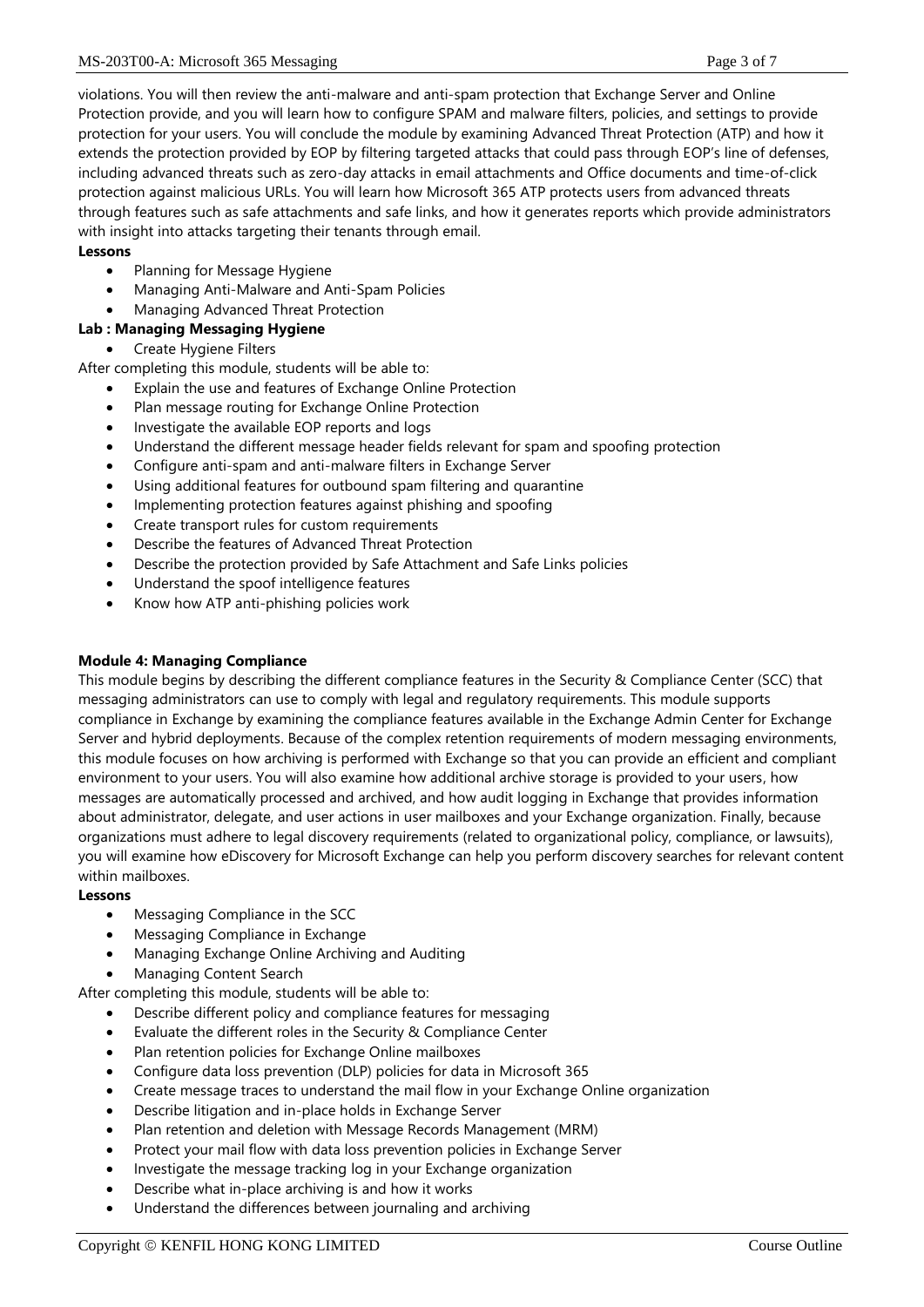violations. You will then review the anti-malware and anti-spam protection that Exchange Server and Online Protection provide, and you will learn how to configure SPAM and malware filters, policies, and settings to provide protection for your users. You will conclude the module by examining Advanced Threat Protection (ATP) and how it extends the protection provided by EOP by filtering targeted attacks that could pass through EOP's line of defenses, including advanced threats such as zero-day attacks in email attachments and Office documents and time-of-click protection against malicious URLs. You will learn how Microsoft 365 ATP protects users from advanced threats through features such as safe attachments and safe links, and how it generates reports which provide administrators with insight into attacks targeting their tenants through email.

**Lessons**

- Planning for Message Hygiene
- Managing Anti-Malware and Anti-Spam Policies
- Managing Advanced Threat Protection

**Lab : Managing Messaging Hygiene**

- Create Hygiene Filters

After completing this module, students will be able to:

- Explain the use and features of Exchange Online Protection
- Plan message routing for Exchange Online Protection
- Investigate the available EOP reports and logs
- Understand the different message header fields relevant for spam and spoofing protection
- Configure anti-spam and anti-malware filters in Exchange Server
- Using additional features for outbound spam filtering and quarantine
- Implementing protection features against phishing and spoofing
- Create transport rules for custom requirements
- Describe the features of Advanced Threat Protection
- Describe the protection provided by Safe Attachment and Safe Links policies
- Understand the spoof intelligence features
- Know how ATP anti-phishing policies work

**Module 4: Managing Compliance**

This module begins by describing the different compliance features in the Security & Compliance Center (SCC) that messaging administrators can use to comply with legal and regulatory requirements. This module supports compliance in Exchange by examining the compliance features available in the Exchange Admin Center for Exchange Server and hybrid deployments. Because of the complex retention requirements of modern messaging environments, this module focuses on how archiving is performed with Exchange so that you can provide an efficient and compliant environment to your users. You will also examine how additional archive storage is provided to your users, how messages are automatically processed and archived, and how audit logging in Exchange that provides information about administrator, delegate, and user actions in user mailboxes and your Exchange organization. Finally, because organizations must adhere to legal discovery requirements (related to organizational policy, compliance, or lawsuits), you will examine how eDiscovery for Microsoft Exchange can help you perform discovery searches for relevant content within mailboxes.

**Lessons**

- Messaging Compliance in the SCC
- Messaging Compliance in Exchange
- Managing Exchange Online Archiving and Auditing
- Managing Content Search

After completing this module, students will be able to:

- Describe different policy and compliance features for messaging
- Evaluate the different roles in the Security & Compliance Center
- Plan retention policies for Exchange Online mailboxes
- Configure data loss prevention (DLP) policies for data in Microsoft 365
- Create message traces to understand the mail flow in your Exchange Online organization
- Describe litigation and in-place holds in Exchange Server
- Plan retention and deletion with Message Records Management (MRM)
- Protect your mail flow with data loss prevention policies in Exchange Server
- Investigate the message tracking log in your Exchange organization
- Describe what in-place archiving is and how it works
- Understand the differences between journaling and archiving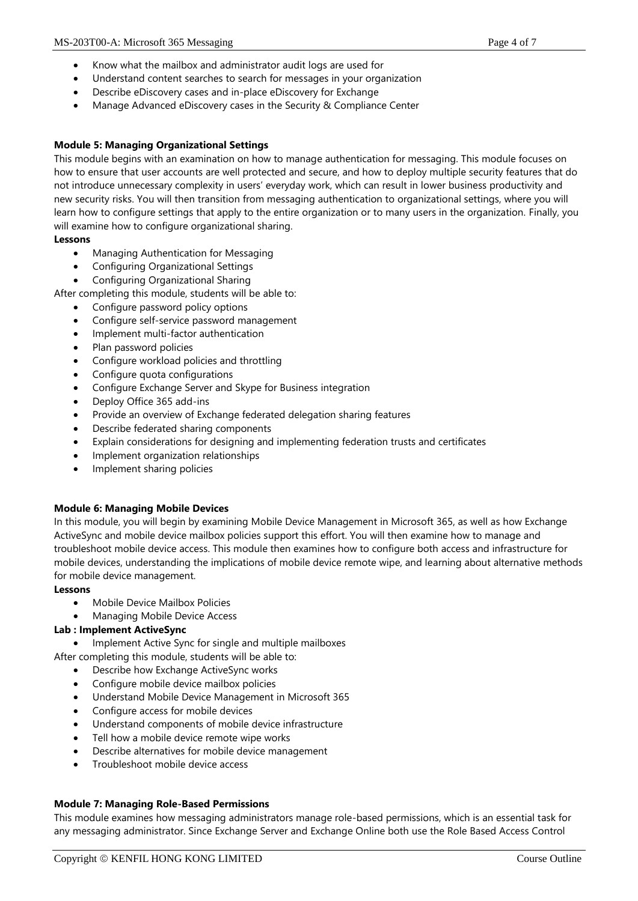- Know what the mailbox and administrator audit logs are used for
- Understand content searches to search for messages in your organization
- Describe eDiscovery cases and in-place eDiscovery for Exchange
- Manage Advanced eDiscovery cases in the Security & Compliance Center

**Module 5: Managing Organizational Settings**

This module begins with an examination on how to manage authentication for messaging. This module focuses on how to ensure that user accounts are well protected and secure, and how to deploy multiple security features that do not introduce unnecessary complexity in users' everyday work, which can result in lower business productivity and new security risks. You will then transition from messaging authentication to organizational settings, where you will learn how to configure settings that apply to the entire organization or to many users in the organization. Finally, you will examine how to configure organizational sharing.

**Lessons**

- Managing Authentication for Messaging
- Configuring Organizational Settings
- Configuring Organizational Sharing

After completing this module, students will be able to:

- Configure password policy options
- Configure self-service password management
- Implement multi-factor authentication
- Plan password policies
- Configure workload policies and throttling
- Configure quota configurations
- Configure Exchange Server and Skype for Business integration
- Deploy Office 365 add-ins
- Provide an overview of Exchange federated delegation sharing features
- Describe federated sharing components
- Explain considerations for designing and implementing federation trusts and certificates
- Implement organization relationships
- Implement sharing policies

**Module 6: Managing Mobile Devices**

In this module, you will begin by examining Mobile Device Management in Microsoft 365, as well as how Exchange ActiveSync and mobile device mailbox policies support this effort. You will then examine how to manage and troubleshoot mobile device access. This module then examines how to configure both access and infrastructure for mobile devices, understanding the implications of mobile device remote wipe, and learning about alternative methods for mobile device management.

**Lessons**

- Mobile Device Mailbox Policies
- Managing Mobile Device Access

**Lab : Implement ActiveSync**

- Implement Active Sync for single and multiple mailboxes

After completing this module, students will be able to:

- Describe how Exchange ActiveSync works
- Configure mobile device mailbox policies
- Understand Mobile Device Management in Microsoft 365
- Configure access for mobile devices
- Understand components of mobile device infrastructure
- Tell how a mobile device remote wipe works
- Describe alternatives for mobile device management
- Troubleshoot mobile device access

**Module 7: Managing Role-Based Permissions**

This module examines how messaging administrators manage role-based permissions, which is an essential task for any messaging administrator. Since Exchange Server and Exchange Online both use the Role Based Access Control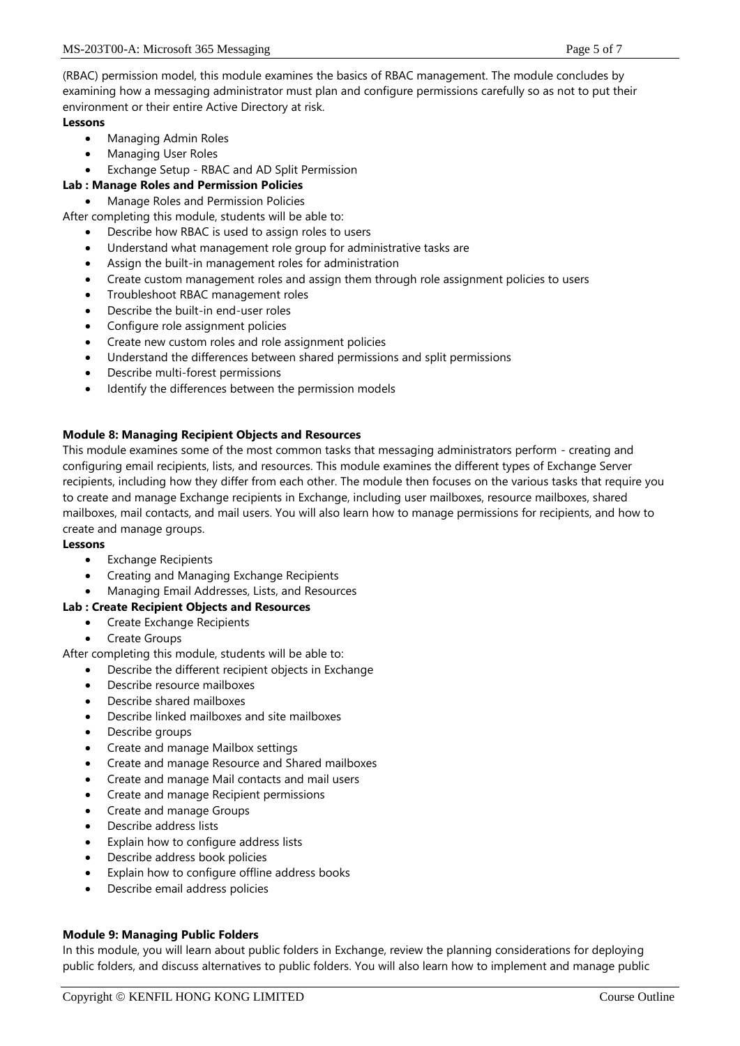(RBAC) permission model, this module examines the basics of RBAC management. The module concludes by examining how a messaging administrator must plan and configure permissions carefully so as not to put their environment or their entire Active Directory at risk.

**Lessons**

- Managing Admin Roles
- Managing User Roles
- Exchange Setup - RBAC and AD Split Permission

**Lab : Manage Roles and Permission Policies**

- Manage Roles and Permission Policies

After completing this module, students will be able to:

- Describe how RBAC is used to assign roles to users
- Understand what management role group for administrative tasks are
- Assign the built-in management roles for administration
- Create custom management roles and assign them through role assignment policies to users
- Troubleshoot RBAC management roles
- Describe the built-in end-user roles
- Configure role assignment policies
- Create new custom roles and role assignment policies
- Understand the differences between shared permissions and split permissions
- Describe multi-forest permissions
- Identify the differences between the permission models

### Module 8: Managing Recipient Objects and Resources

This module examines some of the most common tasks that messaging administrators perform - creating and configuring email recipients, lists, and resources. This module examines the different types of Exchange Server recipients, including how they differ from each other. The module then focuses on the various tasks that require you to create and manage Exchange recipients in Exchange, including user mailboxes, resource mailboxes, shared mailboxes, mail contacts, and mail users. You will also learn how to manage permissions for recipients, and how to create and manage groups.

**Lessons**

- Exchange Recipients
- Creating and Managing Exchange Recipients
- Managing Email Addresses, Lists, and Resources

**Lab : Create Recipient Objects and Resources**

- Create Exchange Recipients
- Create Groups

After completing this module, students will be able to:

- Describe the different recipient objects in Exchange
- Describe resource mailboxes
- Describe shared mailboxes
- Describe linked mailboxes and site mailboxes
- Describe groups
- Create and manage Mailbox settings
- Create and manage Resource and Shared mailboxes
- Create and manage Mail contacts and mail users
- Create and manage Recipient permissions
- Create and manage Groups
- Describe address lists
- Explain how to configure address lists
- Describe address book policies
- Explain how to configure offline address books
- Describe email address policies

### Module 9: Managing Public Folders

In this module, you will learn about public folders in Exchange, review the planning considerations for deploying public folders, and discuss alternatives to public folders. You will also learn how to implement and manage public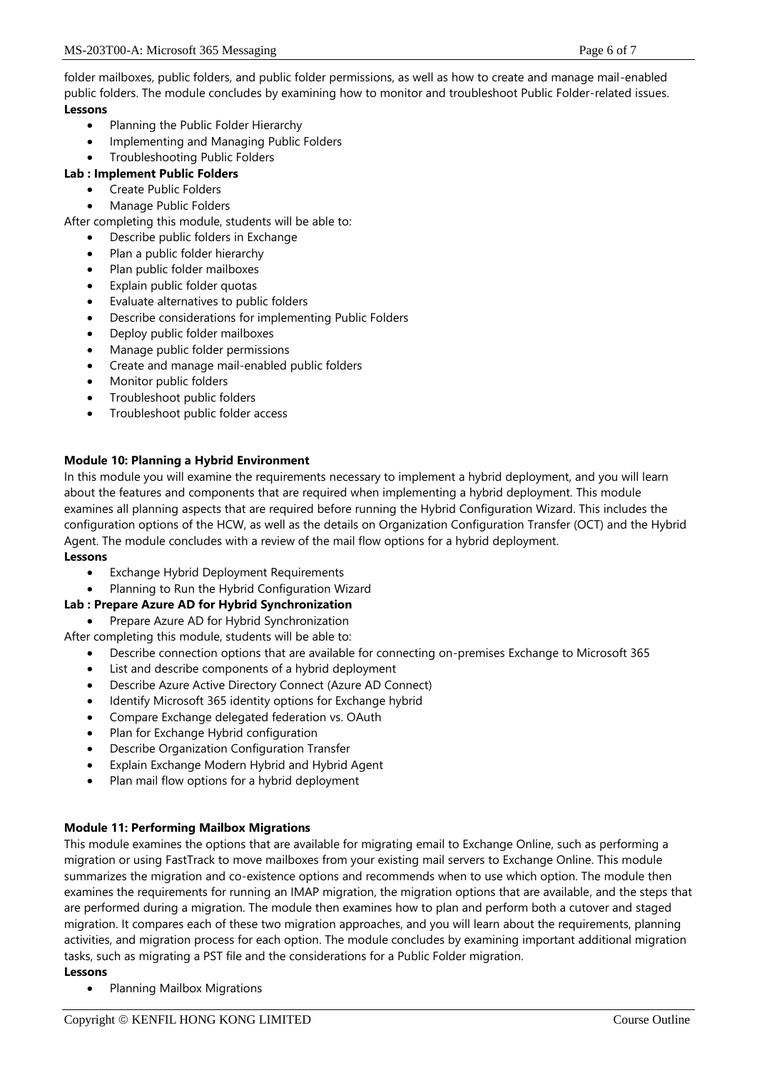folder mailboxes, public folders, and public folder permissions, as well as how to create and manage mail-enabled public folders. The module concludes by examining how to monitor and troubleshoot Public Folder-related issues.

**Lessons**

- Planning the Public Folder Hierarchy
- Implementing and Managing Public Folders
- Troubleshooting Public Folders

**Lab : Implement Public Folders**

- Create Public Folders
- Manage Public Folders

After completing this module, students will be able to:

- Describe public folders in Exchange
- Plan a public folder hierarchy
- Plan public folder mailboxes
- Explain public folder quotas
- Evaluate alternatives to public folders
- Describe considerations for implementing Public Folders
- Deploy public folder mailboxes
- Manage public folder permissions
- Create and manage mail-enabled public folders
- Monitor public folders
- Troubleshoot public folders
- Troubleshoot public folder access

**Module 10: Planning a Hybrid Environment**

In this module you will examine the requirements necessary to implement a hybrid deployment, and you will learn about the features and components that are required when implementing a hybrid deployment. This module examines all planning aspects that are required before running the Hybrid Configuration Wizard. This includes the configuration options of the HCW, as well as the details on Organization Configuration Transfer (OCT) and the Hybrid Agent. The module concludes with a review of the mail flow options for a hybrid deployment.

**Lessons**

- Exchange Hybrid Deployment Requirements
- Planning to Run the Hybrid Configuration Wizard

**Lab : Prepare Azure AD for Hybrid Synchronization**

- Prepare Azure AD for Hybrid Synchronization

After completing this module, students will be able to:

- Describe connection options that are available for connecting on-premises Exchange to Microsoft 365
- List and describe components of a hybrid deployment
- Describe Azure Active Directory Connect (Azure AD Connect)
- Identify Microsoft 365 identity options for Exchange hybrid
- Compare Exchange delegated federation vs. OAuth
- Plan for Exchange Hybrid configuration
- Describe Organization Configuration Transfer
- Explain Exchange Modern Hybrid and Hybrid Agent
- Plan mail flow options for a hybrid deployment

**Module 11: Performing Mailbox Migrations**

This module examines the options that are available for migrating email to Exchange Online, such as performing a migration or using FastTrack to move mailboxes from your existing mail servers to Exchange Online. This module summarizes the migration and co-existence options and recommends when to use which option. The module then examines the requirements for running an IMAP migration, the migration options that are available, and the steps that are performed during a migration. The module then examines how to plan and perform both a cutover and staged migration. It compares each of these two migration approaches, and you will learn about the requirements, planning activities, and migration process for each option. The module concludes by examining important additional migration tasks, such as migrating a PST file and the considerations for a Public Folder migration.

**Lessons**

- Planning Mailbox Migrations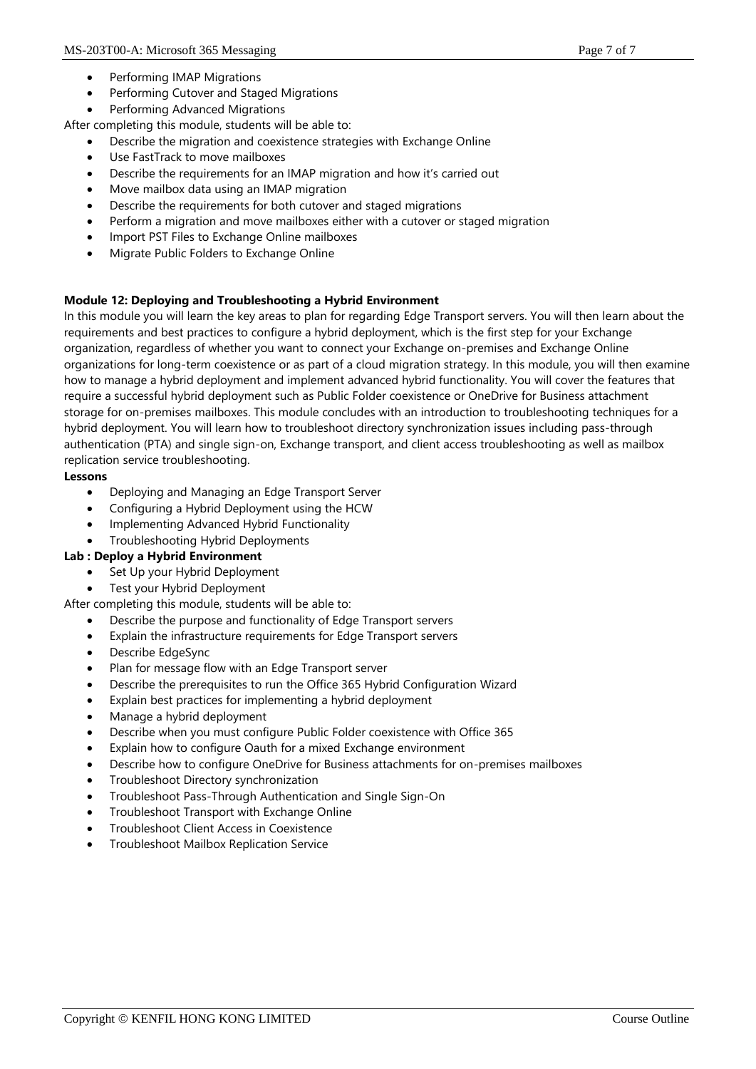- Performing IMAP Migrations
- Performing Cutover and Staged Migrations
- Performing Advanced Migrations

After completing this module, students will be able to:

- Describe the migration and coexistence strategies with Exchange Online
- Use FastTrack to move mailboxes
- Describe the requirements for an IMAP migration and how it's carried out
- Move mailbox data using an IMAP migration
- Describe the requirements for both cutover and staged migrations
- Perform a migration and move mailboxes either with a cutover or staged migration
- Import PST Files to Exchange Online mailboxes
- Migrate Public Folders to Exchange Online

**Module 12: Deploying and Troubleshooting a Hybrid Environment**

In this module you will learn the key areas to plan for regarding Edge Transport servers. You will then learn about the requirements and best practices to configure a hybrid deployment, which is the first step for your Exchange organization, regardless of whether you want to connect your Exchange on-premises and Exchange Online organizations for long-term coexistence or as part of a cloud migration strategy. In this module, you will then examine how to manage a hybrid deployment and implement advanced hybrid functionality. You will cover the features that require a successful hybrid deployment such as Public Folder coexistence or OneDrive for Business attachment storage for on-premises mailboxes. This module concludes with an introduction to troubleshooting techniques for a hybrid deployment. You will learn how to troubleshoot directory synchronization issues including pass-through authentication (PTA) and single sign-on, Exchange transport, and client access troubleshooting as well as mailbox replication service troubleshooting.

**Lessons**

- Deploying and Managing an Edge Transport Server
- Configuring a Hybrid Deployment using the HCW
- Implementing Advanced Hybrid Functionality
- Troubleshooting Hybrid Deployments

**Lab : Deploy a Hybrid Environment**

- Set Up your Hybrid Deployment
- Test your Hybrid Deployment

After completing this module, students will be able to:

- Describe the purpose and functionality of Edge Transport servers
- Explain the infrastructure requirements for Edge Transport servers
- Describe EdgeSync
- Plan for message flow with an Edge Transport server
- Describe the prerequisites to run the Office 365 Hybrid Configuration Wizard
- Explain best practices for implementing a hybrid deployment
- Manage a hybrid deployment
- Describe when you must configure Public Folder coexistence with Office 365
- Explain how to configure Oauth for a mixed Exchange environment
- Describe how to configure OneDrive for Business attachments for on-premises mailboxes
- Troubleshoot Directory synchronization
- Troubleshoot Pass-Through Authentication and Single Sign-On
- Troubleshoot Transport with Exchange Online
- Troubleshoot Client Access in Coexistence
- Troubleshoot Mailbox Replication Service